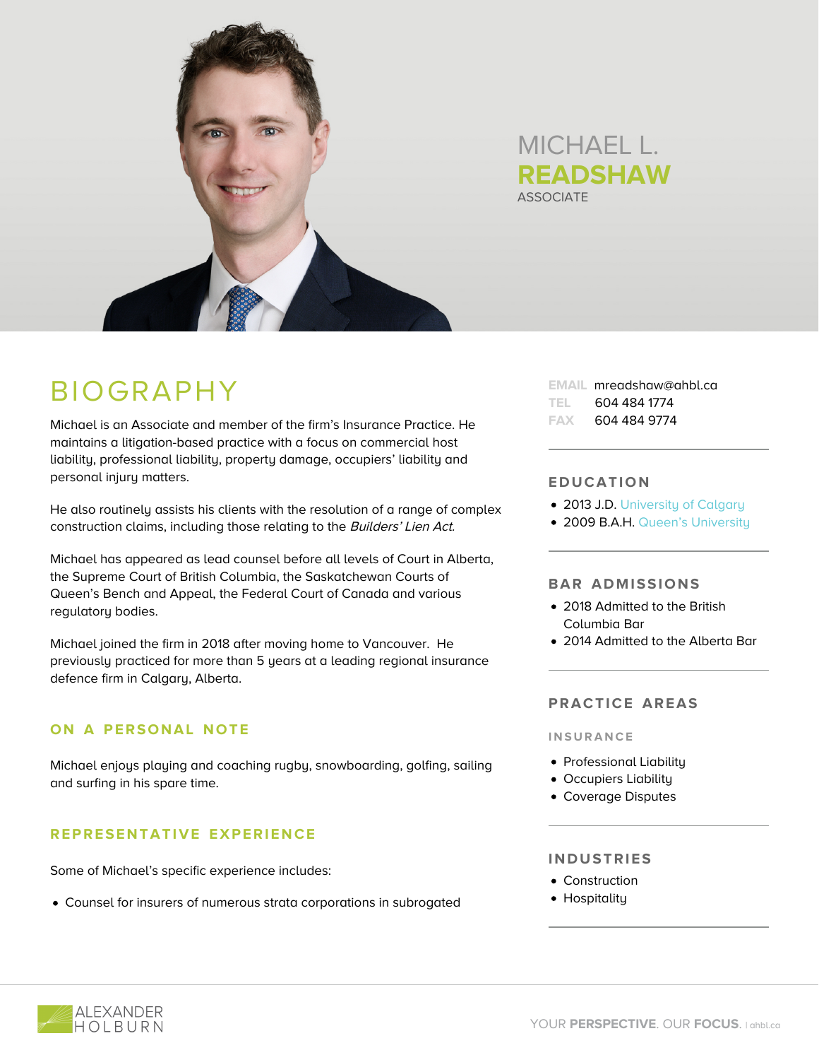# MICHAEL L. **READSHAW**

ASSOCIATE

## BIOGRAPHY

Michael is an Associate and member of the firm's Insurance Practice. He maintains a litigation-based practice with a focus on commercial host liability, professional liability, property damage, occupiers' liability and personal injury matters.

He also routinely assists his clients with the resolution of a range of complex construction claims, including those relating to the *Builders' Lien Act*.

Michael has appeared as lead counsel before all levels of Court in Alberta, the Supreme Court of British Columbia, the Saskatchewan Courts of Queen's Bench and Appeal, the Federal Court of Canada and various regulatory bodies.

Michael joined the firm in 2018 after moving home to Vancouver. He previously practiced for more than 5 years at a leading regional insurance defence firm in Calgary, Alberta.

### ON A PERSONAL NOTE

Michael enjoys playing and coaching rugby, snowboarding, golfing, sailing and surfing in his spare time.

### REPRESENTATIVE EXPERIENCE

Some of Michael's specific experience includes:

- Counsel for insurers of numerous strata corporations in subrogated

EMAIL mreadshaw@ahbl.ca
TEL 604 484 1774
FAX 604 484 9774

### EDUCATION

- 2013 J.D. University of Calgary
- 2009 B.A.H. Queen's University

### BAR ADMISSIONS

- 2018 Admitted to the British Columbia Bar
- 2014 Admitted to the Alberta Bar

### PRACTICE AREAS

#### INSURANCE

- Professional Liability
- Occupiers Liability
- Coverage Disputes

### INDUSTRIES

- Construction
- Hospitality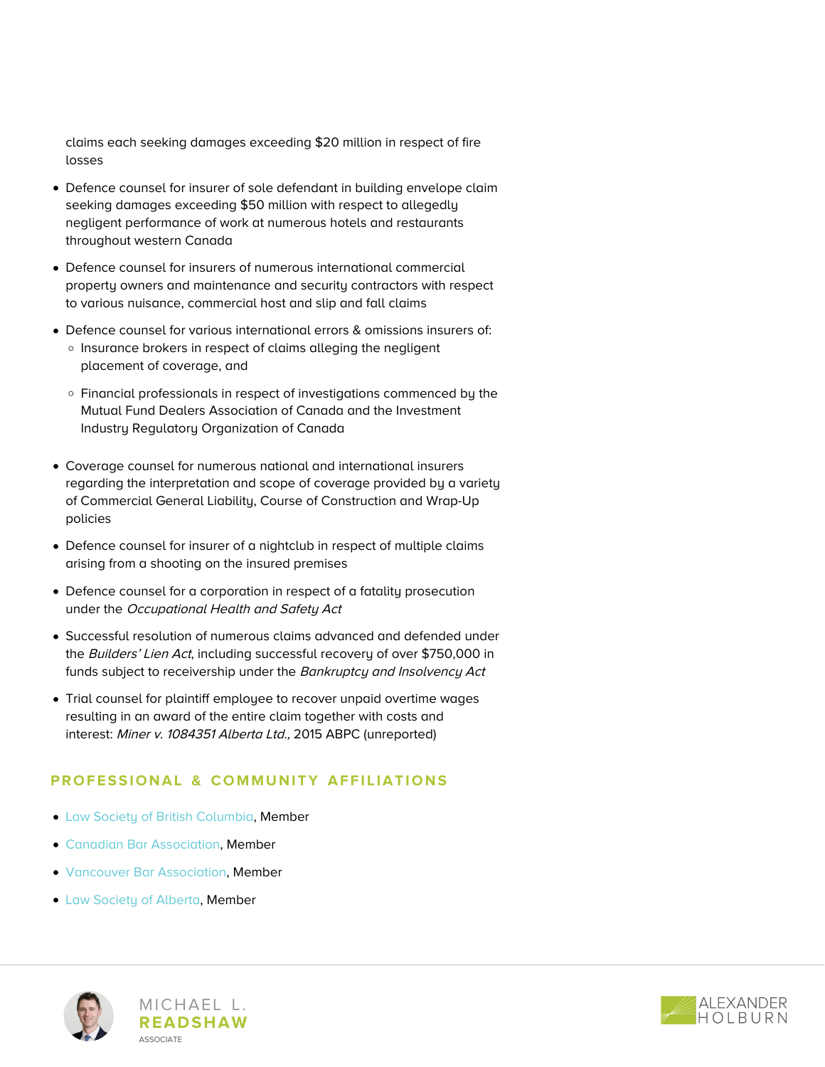claims each seeking damages exceeding $20 million in respect of fire losses

- Defence counsel for insurer of sole defendant in building envelope claim seeking damages exceeding $50 million with respect to allegedly negligent performance of work at numerous hotels and restaurants throughout western Canada
- Defence counsel for insurers of numerous international commercial property owners and maintenance and security contractors with respect to various nuisance, commercial host and slip and fall claims
- Defence counsel for various international errors & omissions insurers of:
  - Insurance brokers in respect of claims alleging the negligent placement of coverage, and
  - Financial professionals in respect of investigations commenced by the Mutual Fund Dealers Association of Canada and the Investment Industry Regulatory Organization of Canada
- Coverage counsel for numerous national and international insurers regarding the interpretation and scope of coverage provided by a variety of Commercial General Liability, Course of Construction and Wrap-Up policies
- Defence counsel for insurer of a nightclub in respect of multiple claims arising from a shooting on the insured premises
- Defence counsel for a corporation in respect of a fatality prosecution under the *Occupational Health and Safety Act*
- Successful resolution of numerous claims advanced and defended under the *Builders' Lien Act*, including successful recovery of over $750,000 in funds subject to receivership under the *Bankruptcy and Insolvency Act*
- Trial counsel for plaintiff employee to recover unpaid overtime wages resulting in an award of the entire claim together with costs and interest: *Miner v. 1084351 Alberta Ltd.,* 2015 ABPC (unreported)

## PROFESSIONAL & COMMUNITY AFFILIATIONS

- Law Society of British Columbia, Member
- Canadian Bar Association, Member
- Vancouver Bar Association, Member
- Law Society of Alberta, Member